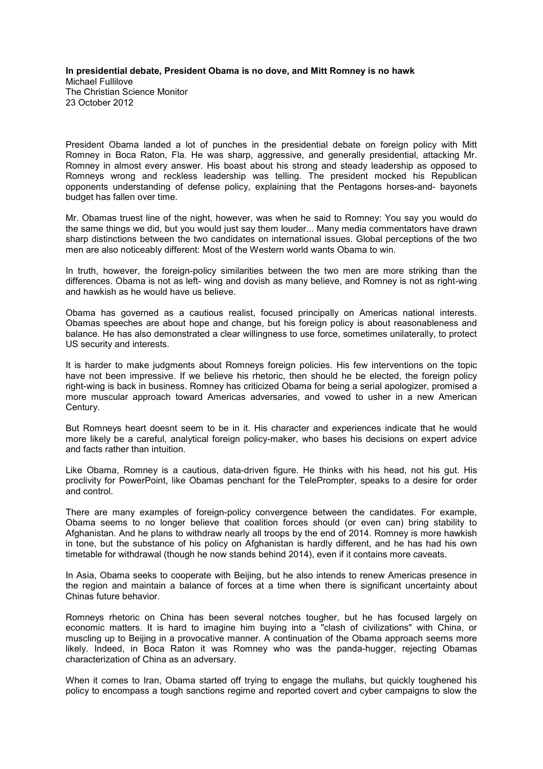**In presidential debate, President Obama is no dove, and Mitt Romney is no hawk**
Michael Fullilove
The Christian Science Monitor
23 October 2012

President Obama landed a lot of punches in the presidential debate on foreign policy with Mitt Romney in Boca Raton, Fla. He was sharp, aggressive, and generally presidential, attacking Mr. Romney in almost every answer. His boast about his strong and steady leadership as opposed to Romneys wrong and reckless leadership was telling. The president mocked his Republican opponents understanding of defense policy, explaining that the Pentagons horses-and- bayonets budget has fallen over time.

Mr. Obamas truest line of the night, however, was when he said to Romney: You say you would do the same things we did, but you would just say them louder... Many media commentators have drawn sharp distinctions between the two candidates on international issues. Global perceptions of the two men are also noticeably different: Most of the Western world wants Obama to win.

In truth, however, the foreign-policy similarities between the two men are more striking than the differences. Obama is not as left- wing and dovish as many believe, and Romney is not as right-wing and hawkish as he would have us believe.

Obama has governed as a cautious realist, focused principally on Americas national interests. Obamas speeches are about hope and change, but his foreign policy is about reasonableness and balance. He has also demonstrated a clear willingness to use force, sometimes unilaterally, to protect US security and interests.

It is harder to make judgments about Romneys foreign policies. His few interventions on the topic have not been impressive. If we believe his rhetoric, then should he be elected, the foreign policy right-wing is back in business. Romney has criticized Obama for being a serial apologizer, promised a more muscular approach toward Americas adversaries, and vowed to usher in a new American Century.

But Romneys heart doesnt seem to be in it. His character and experiences indicate that he would more likely be a careful, analytical foreign policy-maker, who bases his decisions on expert advice and facts rather than intuition.

Like Obama, Romney is a cautious, data-driven figure. He thinks with his head, not his gut. His proclivity for PowerPoint, like Obamas penchant for the TelePrompter, speaks to a desire for order and control.

There are many examples of foreign-policy convergence between the candidates. For example, Obama seems to no longer believe that coalition forces should (or even can) bring stability to Afghanistan. And he plans to withdraw nearly all troops by the end of 2014. Romney is more hawkish in tone, but the substance of his policy on Afghanistan is hardly different, and he has had his own timetable for withdrawal (though he now stands behind 2014), even if it contains more caveats.

In Asia, Obama seeks to cooperate with Beijing, but he also intends to renew Americas presence in the region and maintain a balance of forces at a time when there is significant uncertainty about Chinas future behavior.

Romneys rhetoric on China has been several notches tougher, but he has focused largely on economic matters. It is hard to imagine him buying into a "clash of civilizations" with China, or muscling up to Beijing in a provocative manner. A continuation of the Obama approach seems more likely. Indeed, in Boca Raton it was Romney who was the panda-hugger, rejecting Obamas characterization of China as an adversary.

When it comes to Iran, Obama started off trying to engage the mullahs, but quickly toughened his policy to encompass a tough sanctions regime and reported covert and cyber campaigns to slow the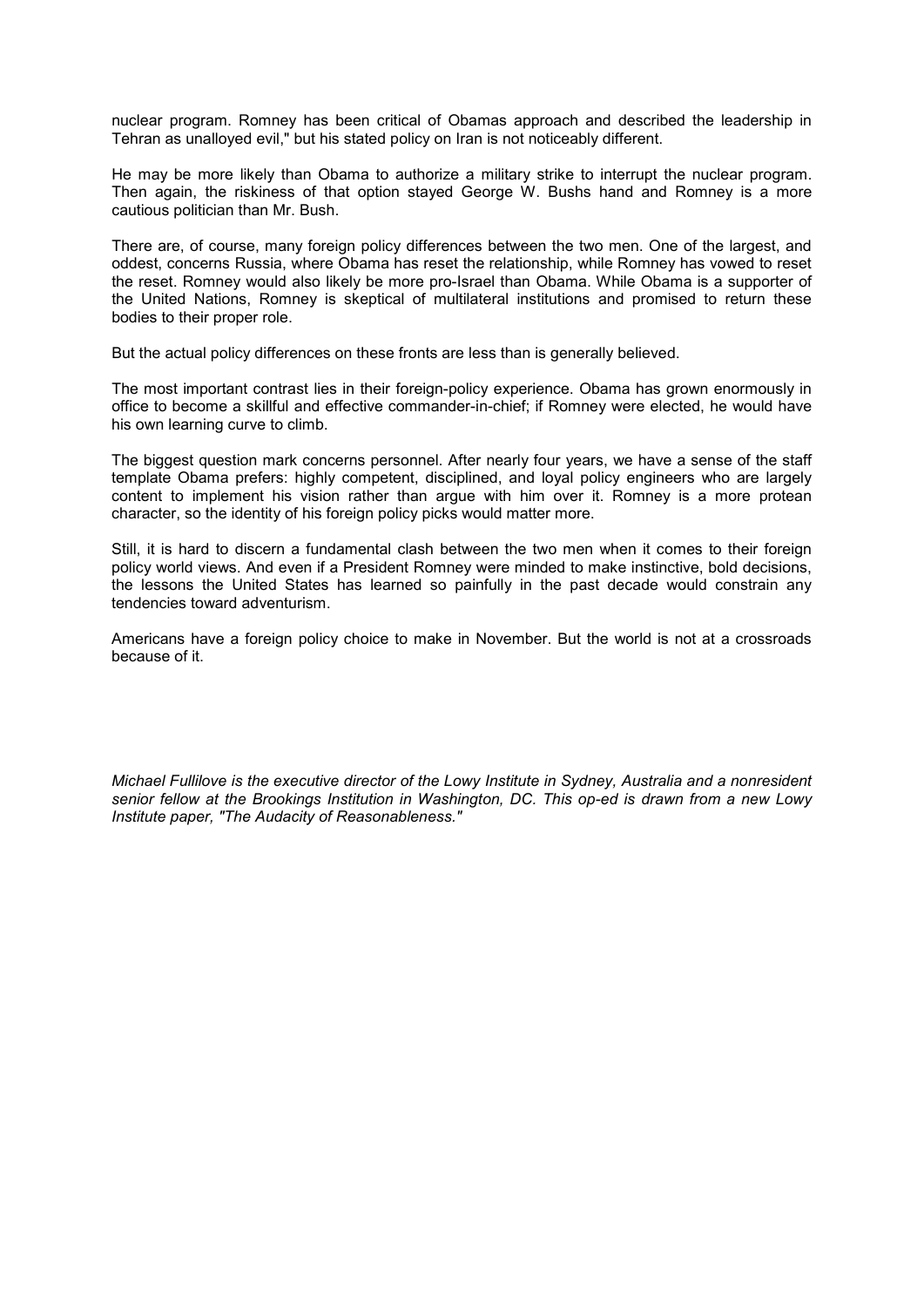nuclear program. Romney has been critical of Obamas approach and described the leadership in Tehran as unalloyed evil," but his stated policy on Iran is not noticeably different.

He may be more likely than Obama to authorize a military strike to interrupt the nuclear program. Then again, the riskiness of that option stayed George W. Bushs hand and Romney is a more cautious politician than Mr. Bush.

There are, of course, many foreign policy differences between the two men. One of the largest, and oddest, concerns Russia, where Obama has reset the relationship, while Romney has vowed to reset the reset. Romney would also likely be more pro-Israel than Obama. While Obama is a supporter of the United Nations, Romney is skeptical of multilateral institutions and promised to return these bodies to their proper role.

But the actual policy differences on these fronts are less than is generally believed.

The most important contrast lies in their foreign-policy experience. Obama has grown enormously in office to become a skillful and effective commander-in-chief; if Romney were elected, he would have his own learning curve to climb.

The biggest question mark concerns personnel. After nearly four years, we have a sense of the staff template Obama prefers: highly competent, disciplined, and loyal policy engineers who are largely content to implement his vision rather than argue with him over it. Romney is a more protean character, so the identity of his foreign policy picks would matter more.

Still, it is hard to discern a fundamental clash between the two men when it comes to their foreign policy world views. And even if a President Romney were minded to make instinctive, bold decisions, the lessons the United States has learned so painfully in the past decade would constrain any tendencies toward adventurism.

Americans have a foreign policy choice to make in November. But the world is not at a crossroads because of it.

*Michael Fullilove is the executive director of the Lowy Institute in Sydney, Australia and a nonresident senior fellow at the Brookings Institution in Washington, DC. This op-ed is drawn from a new Lowy Institute paper, "The Audacity of Reasonableness."*